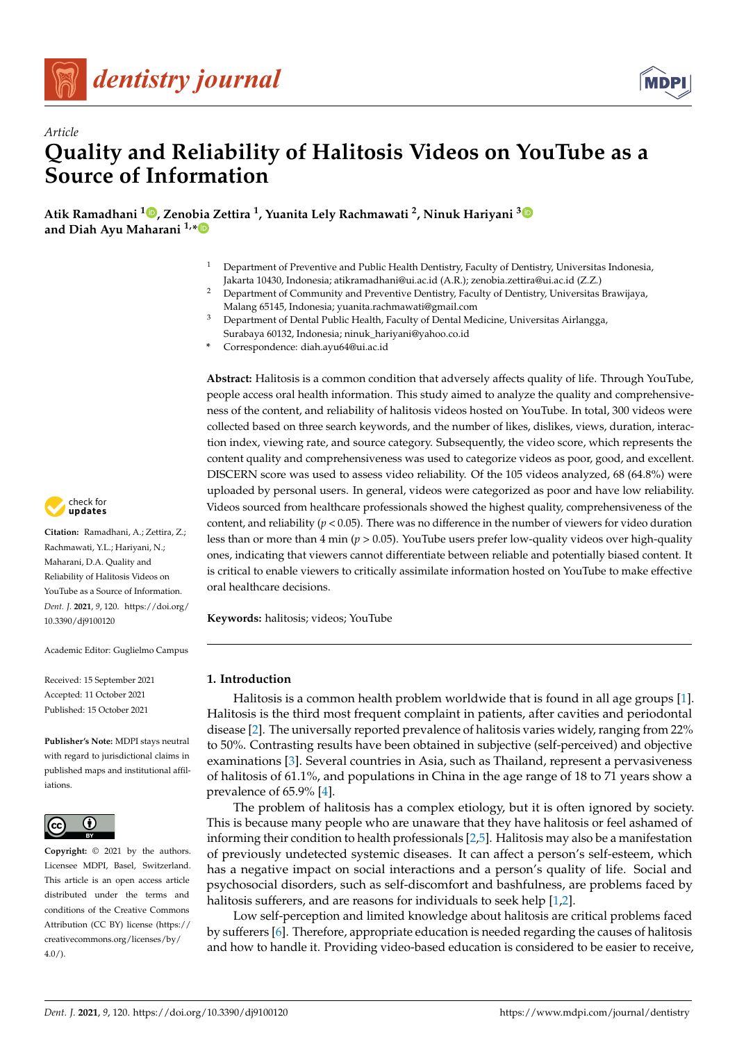*Article*

# Quality and Reliability of Halitosis Videos on YouTube as a Source of Information

**Atik Ramadhani [1], Zenobia Zettira [1], Yuanita Lely Rachmawati [2], Ninuk Hariyani [3] and Diah Ayu Maharani [1,*]**

[1] Department of Preventive and Public Health Dentistry, Faculty of Dentistry, Universitas Indonesia, Jakarta 10430, Indonesia; atikramadhani@ui.ac.id (A.R.); zenobia.zettira@ui.ac.id (Z.Z.)

[2] Department of Community and Preventive Dentistry, Faculty of Dentistry, Universitas Brawijaya, Malang 65145, Indonesia; yuanita.rachmawati@gmail.com

[3] Department of Dental Public Health, Faculty of Dental Medicine, Universitas Airlangga, Surabaya 60132, Indonesia; ninuk_hariyani@yahoo.co.id

[*] Correspondence: diah.ayu64@ui.ac.id

**Abstract:** Halitosis is a common condition that adversely affects quality of life. Through YouTube, people access oral health information. This study aimed to analyze the quality and comprehensiveness of the content, and reliability of halitosis videos hosted on YouTube. In total, 300 videos were collected based on three search keywords, and the number of likes, dislikes, views, duration, interaction index, viewing rate, and source category. Subsequently, the video score, which represents the content quality and comprehensiveness was used to categorize videos as poor, good, and excellent. DISCERN score was used to assess video reliability. Of the 105 videos analyzed, 68 (64.8%) were uploaded by personal users. In general, videos were categorized as poor and have low reliability. Videos sourced from healthcare professionals showed the highest quality, comprehensiveness of the content, and reliability ($p < 0.05$). There was no difference in the number of viewers for video duration less than or more than 4 min ($p > 0.05$). YouTube users prefer low-quality videos over high-quality ones, indicating that viewers cannot differentiate between reliable and potentially biased content. It is critical to enable viewers to critically assimilate information hosted on YouTube to make effective oral healthcare decisions.

**Keywords:** halitosis; videos; YouTube

**Citation:** Ramadhani, A.; Zettira, Z.; Rachmawati, Y.L.; Hariyani, N.; Maharani, D.A. Quality and Reliability of Halitosis Videos on YouTube as a Source of Information. *Dent. J.* **2021**, *9*, 120. https://doi.org/10.3390/dj9100120

Academic Editor: Guglielmo Campus

Received: 15 September 2021
Accepted: 11 October 2021
Published: 15 October 2021

**Publisher's Note:** MDPI stays neutral with regard to jurisdictional claims in published maps and institutional affiliations.

**Copyright:** © 2021 by the authors. Licensee MDPI, Basel, Switzerland. This article is an open access article distributed under the terms and conditions of the Creative Commons Attribution (CC BY) license (https://creativecommons.org/licenses/by/4.0/).

## 1. Introduction

Halitosis is a common health problem worldwide that is found in all age groups [1]. Halitosis is the third most frequent complaint in patients, after cavities and periodontal disease [2]. The universally reported prevalence of halitosis varies widely, ranging from 22% to 50%. Contrasting results have been obtained in subjective (self-perceived) and objective examinations [3]. Several countries in Asia, such as Thailand, represent a pervasiveness of halitosis of 61.1%, and populations in China in the age range of 18 to 71 years show a prevalence of 65.9% [4].

The problem of halitosis has a complex etiology, but it is often ignored by society. This is because many people who are unaware that they have halitosis or feel ashamed of informing their condition to health professionals [2,5]. Halitosis may also be a manifestation of previously undetected systemic diseases. It can affect a person's self-esteem, which has a negative impact on social interactions and a person's quality of life. Social and psychosocial disorders, such as self-discomfort and bashfulness, are problems faced by halitosis sufferers, and are reasons for individuals to seek help [1,2].

Low self-perception and limited knowledge about halitosis are critical problems faced by sufferers [6]. Therefore, appropriate education is needed regarding the causes of halitosis and how to handle it. Providing video-based education is considered to be easier to receive,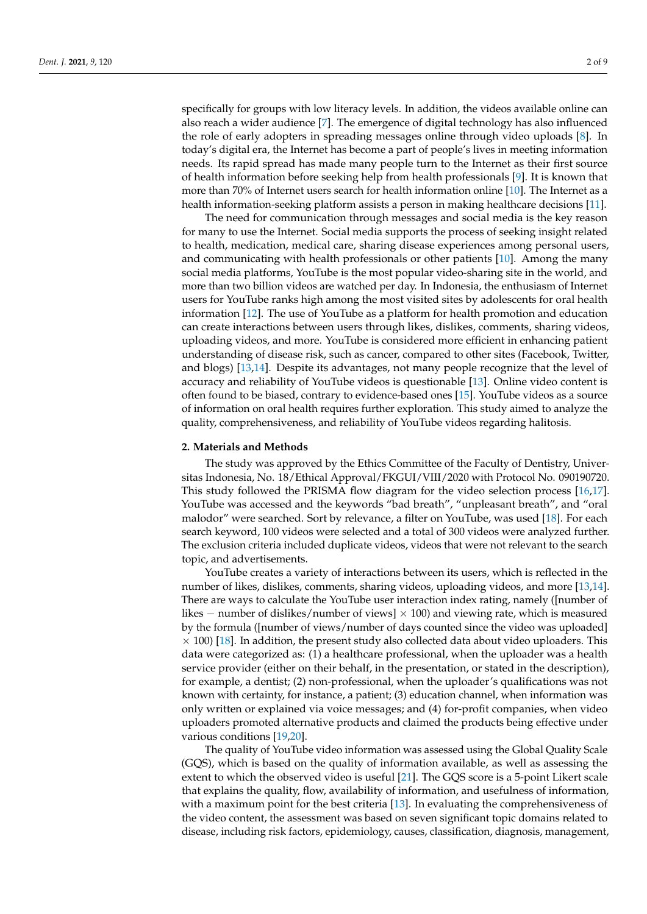specifically for groups with low literacy levels. In addition, the videos available online can also reach a wider audience [7]. The emergence of digital technology has also influenced the role of early adopters in spreading messages online through video uploads [8]. In today's digital era, the Internet has become a part of people's lives in meeting information needs. Its rapid spread has made many people turn to the Internet as their first source of health information before seeking help from health professionals [9]. It is known that more than 70% of Internet users search for health information online [10]. The Internet as a health information-seeking platform assists a person in making healthcare decisions [11].

The need for communication through messages and social media is the key reason for many to use the Internet. Social media supports the process of seeking insight related to health, medication, medical care, sharing disease experiences among personal users, and communicating with health professionals or other patients [10]. Among the many social media platforms, YouTube is the most popular video-sharing site in the world, and more than two billion videos are watched per day. In Indonesia, the enthusiasm of Internet users for YouTube ranks high among the most visited sites by adolescents for oral health information [12]. The use of YouTube as a platform for health promotion and education can create interactions between users through likes, dislikes, comments, sharing videos, uploading videos, and more. YouTube is considered more efficient in enhancing patient understanding of disease risk, such as cancer, compared to other sites (Facebook, Twitter, and blogs) [13,14]. Despite its advantages, not many people recognize that the level of accuracy and reliability of YouTube videos is questionable [13]. Online video content is often found to be biased, contrary to evidence-based ones [15]. YouTube videos as a source of information on oral health requires further exploration. This study aimed to analyze the quality, comprehensiveness, and reliability of YouTube videos regarding halitosis.

## 2. Materials and Methods

The study was approved by the Ethics Committee of the Faculty of Dentistry, Universitas Indonesia, No. 18/Ethical Approval/FKGUI/VIII/2020 with Protocol No. 090190720. This study followed the PRISMA flow diagram for the video selection process [16,17]. YouTube was accessed and the keywords "bad breath", "unpleasant breath", and "oral malodor" were searched. Sort by relevance, a filter on YouTube, was used [18]. For each search keyword, 100 videos were selected and a total of 300 videos were analyzed further. The exclusion criteria included duplicate videos, videos that were not relevant to the search topic, and advertisements.

YouTube creates a variety of interactions between its users, which is reflected in the number of likes, dislikes, comments, sharing videos, uploading videos, and more [13,14]. There are ways to calculate the YouTube user interaction index rating, namely ([number of likes − number of dislikes/number of views] × 100) and viewing rate, which is measured by the formula ([number of views/number of days counted since the video was uploaded] × 100) [18]. In addition, the present study also collected data about video uploaders. This data were categorized as: (1) a healthcare professional, when the uploader was a health service provider (either on their behalf, in the presentation, or stated in the description), for example, a dentist; (2) non-professional, when the uploader's qualifications was not known with certainty, for instance, a patient; (3) education channel, when information was only written or explained via voice messages; and (4) for-profit companies, when video uploaders promoted alternative products and claimed the products being effective under various conditions [19,20].

The quality of YouTube video information was assessed using the Global Quality Scale (GQS), which is based on the quality of information available, as well as assessing the extent to which the observed video is useful [21]. The GQS score is a 5-point Likert scale that explains the quality, flow, availability of information, and usefulness of information, with a maximum point for the best criteria [13]. In evaluating the comprehensiveness of the video content, the assessment was based on seven significant topic domains related to disease, including risk factors, epidemiology, causes, classification, diagnosis, management,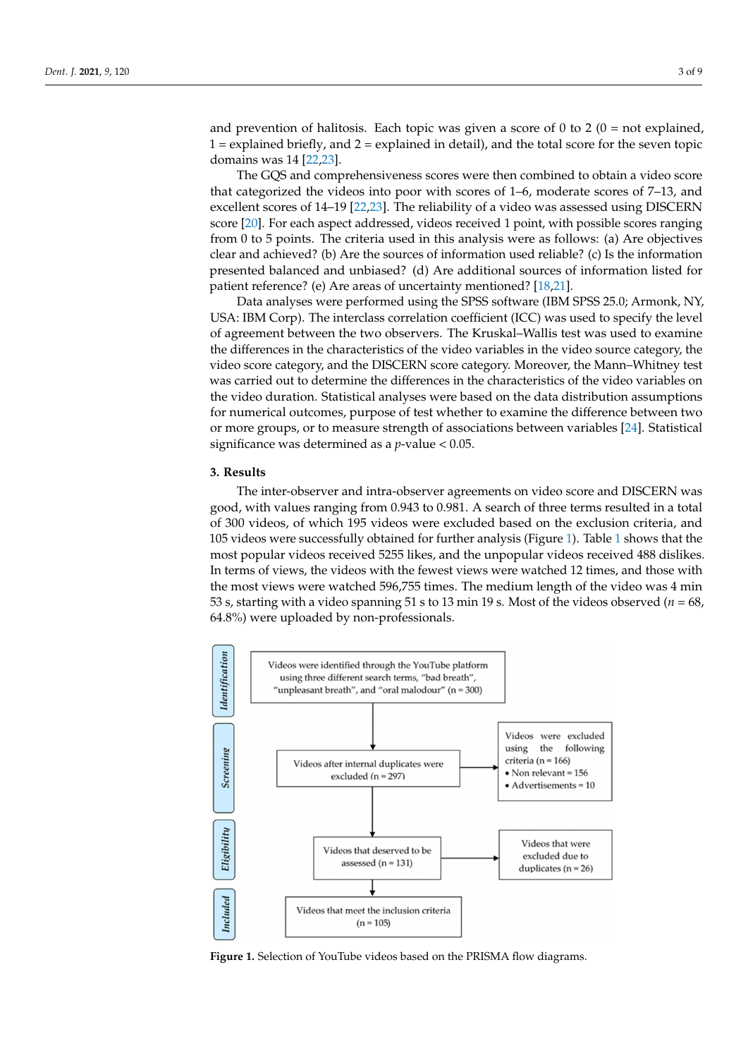and prevention of halitosis. Each topic was given a score of 0 to 2 (0 = not explained, 1 = explained briefly, and 2 = explained in detail), and the total score for the seven topic domains was 14 [22,23].

The GQS and comprehensiveness scores were then combined to obtain a video score that categorized the videos into poor with scores of 1–6, moderate scores of 7–13, and excellent scores of 14–19 [22,23]. The reliability of a video was assessed using DISCERN score [20]. For each aspect addressed, videos received 1 point, with possible scores ranging from 0 to 5 points. The criteria used in this analysis were as follows: (a) Are objectives clear and achieved? (b) Are the sources of information used reliable? (c) Is the information presented balanced and unbiased? (d) Are additional sources of information listed for patient reference? (e) Are areas of uncertainty mentioned? [18,21].

Data analyses were performed using the SPSS software (IBM SPSS 25.0; Armonk, NY, USA: IBM Corp). The interclass correlation coefficient (ICC) was used to specify the level of agreement between the two observers. The Kruskal–Wallis test was used to examine the differences in the characteristics of the video variables in the video source category, the video score category, and the DISCERN score category. Moreover, the Mann–Whitney test was carried out to determine the differences in the characteristics of the video variables on the video duration. Statistical analyses were based on the data distribution assumptions for numerical outcomes, purpose of test whether to examine the difference between two or more groups, or to measure strength of associations between variables [24]. Statistical significance was determined as a $p$-value < 0.05.

## 3. Results

The inter-observer and intra-observer agreements on video score and DISCERN was good, with values ranging from 0.943 to 0.981. A search of three terms resulted in a total of 300 videos, of which 195 videos were excluded based on the exclusion criteria, and 105 videos were successfully obtained for further analysis (Figure 1). Table 1 shows that the most popular videos received 5255 likes, and the unpopular videos received 488 dislikes. In terms of views, the videos with the fewest views were watched 12 times, and those with the most views were watched 596,755 times. The medium length of the video was 4 min 53 s, starting with a video spanning 51 s to 13 min 19 s. Most of the videos observed ($n$ = 68, 64.8%) were uploaded by non-professionals.

**Identification:** Videos were identified through the YouTube platform using three different search terms, "bad breath", "unpleasant breath", and "oral malodour" (n = 300)

**Screening:** Videos after internal duplicates were excluded (n = 297) → Videos were excluded using the following criteria (n = 166)
- Non relevant = 156
- Advertisements = 10

**Eligibility:** Videos that deserved to be assessed (n = 131) → Videos that were excluded due to duplicates (n = 26)

**Included:** Videos that meet the inclusion criteria (n = 105)

**Figure 1.** Selection of YouTube videos based on the PRISMA flow diagrams.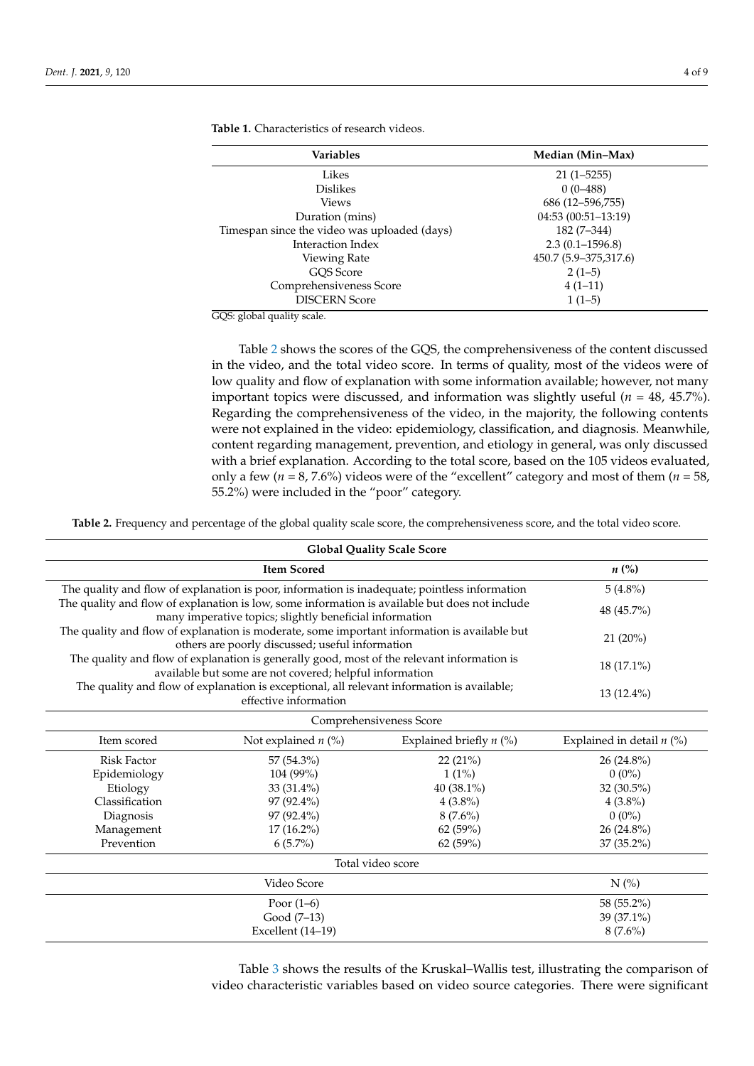**Table 1.** Characteristics of research videos.

| Variables | Median (Min–Max) |
| --- | --- |
| Likes | 21 (1–5255) |
| Dislikes | 0 (0–488) |
| Views | 686 (12–596,755) |
| Duration (mins) | 04:53 (00:51–13:19) |
| Timespan since the video was uploaded (days) | 182 (7–344) |
| Interaction Index | 2.3 (0.1–1596.8) |
| Viewing Rate | 450.7 (5.9–375,317.6) |
| GQS Score | 2 (1–5) |
| Comprehensiveness Score | 4 (1–11) |
| DISCERN Score | 1 (1–5) |

GQS: global quality scale.

Table 2 shows the scores of the GQS, the comprehensiveness of the content discussed in the video, and the total video score. In terms of quality, most of the videos were of low quality and flow of explanation with some information available; however, not many important topics were discussed, and information was slightly useful (*n* = 48, 45.7%). Regarding the comprehensiveness of the video, in the majority, the following contents were not explained in the video: epidemiology, classification, and diagnosis. Meanwhile, content regarding management, prevention, and etiology in general, was only discussed with a brief explanation. According to the total score, based on the 105 videos evaluated, only a few (*n* = 8, 7.6%) videos were of the "excellent" category and most of them (*n* = 58, 55.2%) were included in the "poor" category.

**Table 2.** Frequency and percentage of the global quality scale score, the comprehensiveness score, and the total video score.

| **Global Quality Scale Score** | | | |
| --- | --- | --- | --- |
| **Item Scored** | | | ***n* (%)** |
| The quality and flow of explanation is poor, information is inadequate; pointless information | | | 5 (4.8%) |
| The quality and flow of explanation is low, some information is available but does not include many imperative topics; slightly beneficial information | | | 48 (45.7%) |
| The quality and flow of explanation is moderate, some important information is available but others are poorly discussed; useful information | | | 21 (20%) |
| The quality and flow of explanation is generally good, most of the relevant information is available but some are not covered; helpful information | | | 18 (17.1%) |
| The quality and flow of explanation is exceptional, all relevant information is available; effective information | | | 13 (12.4%) |
| Comprehensiveness Score | | | |
| Item scored | Not explained *n* (%) | Explained briefly *n* (%) | Explained in detail *n* (%) |
| Risk Factor | 57 (54.3%) | 22 (21%) | 26 (24.8%) |
| Epidemiology | 104 (99%) | 1 (1%) | 0 (0%) |
| Etiology | 33 (31.4%) | 40 (38.1%) | 32 (30.5%) |
| Classification | 97 (92.4%) | 4 (3.8%) | 4 (3.8%) |
| Diagnosis | 97 (92.4%) | 8 (7.6%) | 0 (0%) |
| Management | 17 (16.2%) | 62 (59%) | 26 (24.8%) |
| Prevention | 6 (5.7%) | 62 (59%) | 37 (35.2%) |
| Total video score | | | |
| Video Score | | | N (%) |
| Poor (1–6) | | | 58 (55.2%) |
| Good (7–13) | | | 39 (37.1%) |
| Excellent (14–19) | | | 8 (7.6%) |

Table 3 shows the results of the Kruskal–Wallis test, illustrating the comparison of video characteristic variables based on video source categories. There were significant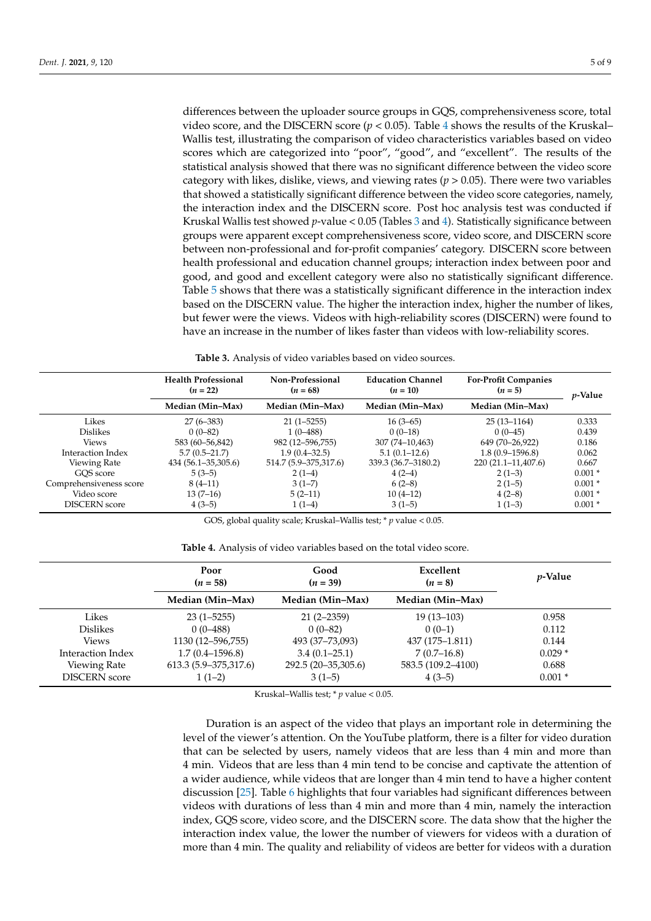differences between the uploader source groups in GQS, comprehensiveness score, total video score, and the DISCERN score ($p < 0.05$). Table 4 shows the results of the Kruskal–Wallis test, illustrating the comparison of video characteristics variables based on video scores which are categorized into "poor", "good", and "excellent". The results of the statistical analysis showed that there was no significant difference between the video score category with likes, dislike, views, and viewing rates ($p > 0.05$). There were two variables that showed a statistically significant difference between the video score categories, namely, the interaction index and the DISCERN score. Post hoc analysis test was conducted if Kruskal Wallis test showed $p$-value < 0.05 (Tables 3 and 4). Statistically significance between groups were apparent except comprehensiveness score, video score, and DISCERN score between non-professional and for-profit companies' category. DISCERN score between health professional and education channel groups; interaction index between poor and good, and good and excellent category were also no statistically significant difference. Table 5 shows that there was a statistically significant difference in the interaction index based on the DISCERN value. The higher the interaction index, higher the number of likes, but fewer were the views. Videos with high-reliability scores (DISCERN) were found to have an increase in the number of likes faster than videos with low-reliability scores.

**Table 3.** Analysis of video variables based on video sources.

| | Health Professional ($n = 22$) | Non-Professional ($n = 68$) | Education Channel ($n = 10$) | For-Profit Companies ($n = 5$) | $p$-Value |
|---|---|---|---|---|---|
| | Median (Min–Max) | Median (Min–Max) | Median (Min–Max) | Median (Min–Max) | |
| Likes | 27 (6–383) | 21 (1–5255) | 16 (3–65) | 25 (13–1164) | 0.333 |
| Dislikes | 0 (0–82) | 1 (0–488) | 0 (0–18) | 0 (0–45) | 0.439 |
| Views | 583 (60–56,842) | 982 (12–596,755) | 307 (74–10,463) | 649 (70–26,922) | 0.186 |
| Interaction Index | 5.7 (0.5–21.7) | 1.9 (0.4–32.5) | 5.1 (0.1–12.6) | 1.8 (0.9–1596.8) | 0.062 |
| Viewing Rate | 434 (56.1–35,305.6) | 514.7 (5.9–375,317.6) | 339.3 (36.7–3180.2) | 220 (21.1–11,407.6) | 0.667 |
| GQS score | 5 (3–5) | 2 (1–4) | 4 (2–4) | 2 (1–3) | 0.001 * |
| Comprehensiveness score | 8 (4–11) | 3 (1–7) | 6 (2–8) | 2 (1–5) | 0.001 * |
| Video score | 13 (7–16) | 5 (2–11) | 10 (4–12) | 4 (2–8) | 0.001 * |
| DISCERN score | 4 (3–5) | 1 (1–4) | 3 (1–5) | 1 (1–3) | 0.001 * |

GOS, global quality scale; Kruskal–Wallis test; * $p$ value < 0.05.

**Table 4.** Analysis of video variables based on the total video score.

| | Poor ($n = 58$) | Good ($n = 39$) | Excellent ($n = 8$) | $p$-Value |
|---|---|---|---|---|
| | Median (Min–Max) | Median (Min–Max) | Median (Min–Max) | |
| Likes | 23 (1–5255) | 21 (2–2359) | 19 (13–103) | 0.958 |
| Dislikes | 0 (0–488) | 0 (0–82) | 0 (0–1) | 0.112 |
| Views | 1130 (12–596,755) | 493 (37–73,093) | 437 (175–1.811) | 0.144 |
| Interaction Index | 1.7 (0.4–1596.8) | 3.4 (0.1–25.1) | 7 (0.7–16.8) | 0.029 * |
| Viewing Rate | 613.3 (5.9–375,317.6) | 292.5 (20–35,305.6) | 583.5 (109.2–4100) | 0.688 |
| DISCERN score | 1 (1–2) | 3 (1–5) | 4 (3–5) | 0.001 * |

Kruskal–Wallis test; * $p$ value < 0.05.

Duration is an aspect of the video that plays an important role in determining the level of the viewer's attention. On the YouTube platform, there is a filter for video duration that can be selected by users, namely videos that are less than 4 min and more than 4 min. Videos that are less than 4 min tend to be concise and captivate the attention of a wider audience, while videos that are longer than 4 min tend to have a higher content discussion [25]. Table 6 highlights that four variables had significant differences between videos with durations of less than 4 min and more than 4 min, namely the interaction index, GQS score, video score, and the DISCERN score. The data show that the higher the interaction index value, the lower the number of viewers for videos with a duration of more than 4 min. The quality and reliability of videos are better for videos with a duration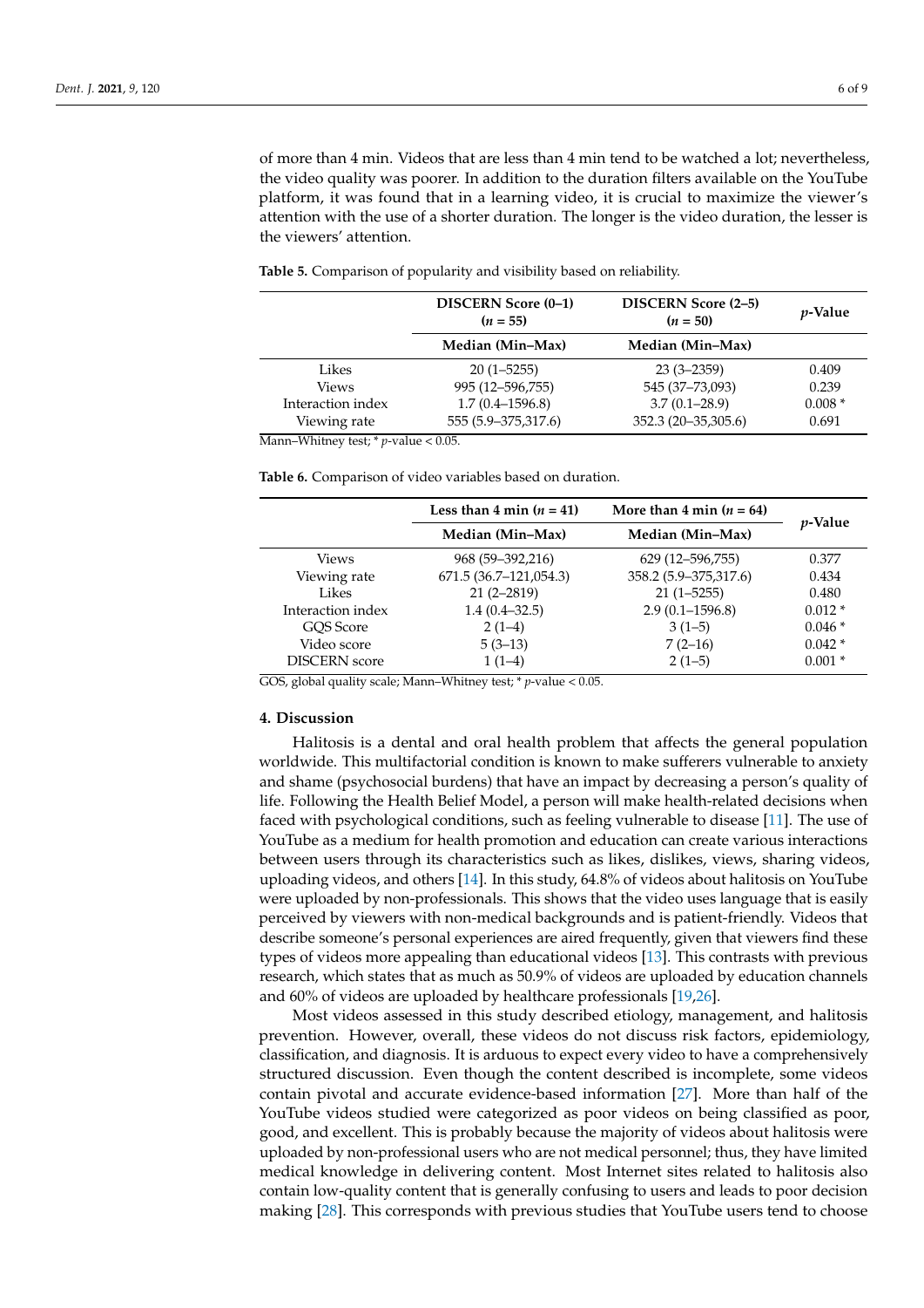of more than 4 min. Videos that are less than 4 min tend to be watched a lot; nevertheless, the video quality was poorer. In addition to the duration filters available on the YouTube platform, it was found that in a learning video, it is crucial to maximize the viewer's attention with the use of a shorter duration. The longer is the video duration, the lesser is the viewers' attention.

**Table 5.** Comparison of popularity and visibility based on reliability.

| | DISCERN Score (0–1) ($n$ = 55) | DISCERN Score (2–5) ($n$ = 50) | $p$-Value |
|---|---|---|---|
| | Median (Min–Max) | Median (Min–Max) | |
| Likes | 20 (1–5255) | 23 (3–2359) | 0.409 |
| Views | 995 (12–596,755) | 545 (37–73,093) | 0.239 |
| Interaction index | 1.7 (0.4–1596.8) | 3.7 (0.1–28.9) | 0.008 * |
| Viewing rate | 555 (5.9–375,317.6) | 352.3 (20–35,305.6) | 0.691 |

Mann–Whitney test; * $p$-value < 0.05.

**Table 6.** Comparison of video variables based on duration.

| | Less than 4 min ($n$ = 41) | More than 4 min ($n$ = 64) | $p$-Value |
|---|---|---|---|
| | Median (Min–Max) | Median (Min–Max) | |
| Views | 968 (59–392,216) | 629 (12–596,755) | 0.377 |
| Viewing rate | 671.5 (36.7–121,054.3) | 358.2 (5.9–375,317.6) | 0.434 |
| Likes | 21 (2–2819) | 21 (1–5255) | 0.480 |
| Interaction index | 1.4 (0.4–32.5) | 2.9 (0.1–1596.8) | 0.012 * |
| GQS Score | 2 (1–4) | 3 (1–5) | 0.046 * |
| Video score | 5 (3–13) | 7 (2–16) | 0.042 * |
| DISCERN score | 1 (1–4) | 2 (1–5) | 0.001 * |

GOS, global quality scale; Mann–Whitney test; * $p$-value < 0.05.

## 4. Discussion

Halitosis is a dental and oral health problem that affects the general population worldwide. This multifactorial condition is known to make sufferers vulnerable to anxiety and shame (psychosocial burdens) that have an impact by decreasing a person's quality of life. Following the Health Belief Model, a person will make health-related decisions when faced with psychological conditions, such as feeling vulnerable to disease [11]. The use of YouTube as a medium for health promotion and education can create various interactions between users through its characteristics such as likes, dislikes, views, sharing videos, uploading videos, and others [14]. In this study, 64.8% of videos about halitosis on YouTube were uploaded by non-professionals. This shows that the video uses language that is easily perceived by viewers with non-medical backgrounds and is patient-friendly. Videos that describe someone's personal experiences are aired frequently, given that viewers find these types of videos more appealing than educational videos [13]. This contrasts with previous research, which states that as much as 50.9% of videos are uploaded by education channels and 60% of videos are uploaded by healthcare professionals [19,26].

Most videos assessed in this study described etiology, management, and halitosis prevention. However, overall, these videos do not discuss risk factors, epidemiology, classification, and diagnosis. It is arduous to expect every video to have a comprehensively structured discussion. Even though the content described is incomplete, some videos contain pivotal and accurate evidence-based information [27]. More than half of the YouTube videos studied were categorized as poor videos on being classified as poor, good, and excellent. This is probably because the majority of videos about halitosis were uploaded by non-professional users who are not medical personnel; thus, they have limited medical knowledge in delivering content. Most Internet sites related to halitosis also contain low-quality content that is generally confusing to users and leads to poor decision making [28]. This corresponds with previous studies that YouTube users tend to choose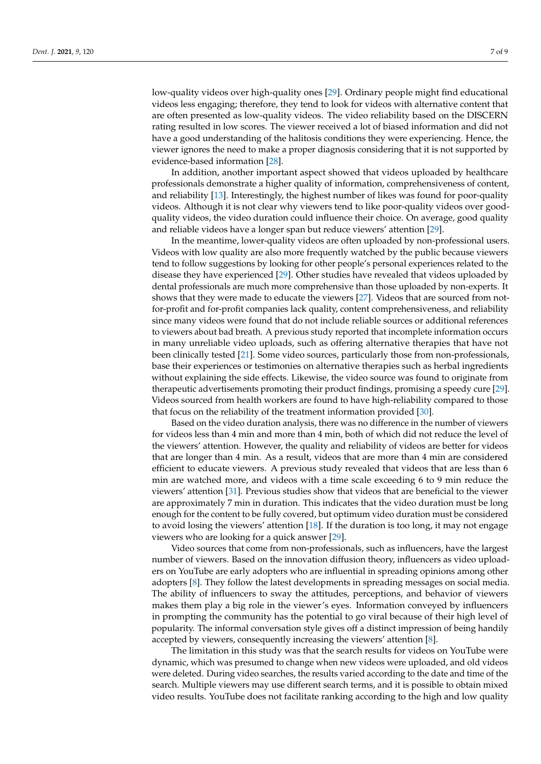low-quality videos over high-quality ones [29]. Ordinary people might find educational videos less engaging; therefore, they tend to look for videos with alternative content that are often presented as low-quality videos. The video reliability based on the DISCERN rating resulted in low scores. The viewer received a lot of biased information and did not have a good understanding of the halitosis conditions they were experiencing. Hence, the viewer ignores the need to make a proper diagnosis considering that it is not supported by evidence-based information [28].

In addition, another important aspect showed that videos uploaded by healthcare professionals demonstrate a higher quality of information, comprehensiveness of content, and reliability [13]. Interestingly, the highest number of likes was found for poor-quality videos. Although it is not clear why viewers tend to like poor-quality videos over good-quality videos, the video duration could influence their choice. On average, good quality and reliable videos have a longer span but reduce viewers' attention [29].

In the meantime, lower-quality videos are often uploaded by non-professional users. Videos with low quality are also more frequently watched by the public because viewers tend to follow suggestions by looking for other people's personal experiences related to the disease they have experienced [29]. Other studies have revealed that videos uploaded by dental professionals are much more comprehensive than those uploaded by non-experts. It shows that they were made to educate the viewers [27]. Videos that are sourced from not-for-profit and for-profit companies lack quality, content comprehensiveness, and reliability since many videos were found that do not include reliable sources or additional references to viewers about bad breath. A previous study reported that incomplete information occurs in many unreliable video uploads, such as offering alternative therapies that have not been clinically tested [21]. Some video sources, particularly those from non-professionals, base their experiences or testimonies on alternative therapies such as herbal ingredients without explaining the side effects. Likewise, the video source was found to originate from therapeutic advertisements promoting their product findings, promising a speedy cure [29]. Videos sourced from health workers are found to have high-reliability compared to those that focus on the reliability of the treatment information provided [30].

Based on the video duration analysis, there was no difference in the number of viewers for videos less than 4 min and more than 4 min, both of which did not reduce the level of the viewers' attention. However, the quality and reliability of videos are better for videos that are longer than 4 min. As a result, videos that are more than 4 min are considered efficient to educate viewers. A previous study revealed that videos that are less than 6 min are watched more, and videos with a time scale exceeding 6 to 9 min reduce the viewers' attention [31]. Previous studies show that videos that are beneficial to the viewer are approximately 7 min in duration. This indicates that the video duration must be long enough for the content to be fully covered, but optimum video duration must be considered to avoid losing the viewers' attention [18]. If the duration is too long, it may not engage viewers who are looking for a quick answer [29].

Video sources that come from non-professionals, such as influencers, have the largest number of viewers. Based on the innovation diffusion theory, influencers as video uploaders on YouTube are early adopters who are influential in spreading opinions among other adopters [8]. They follow the latest developments in spreading messages on social media. The ability of influencers to sway the attitudes, perceptions, and behavior of viewers makes them play a big role in the viewer's eyes. Information conveyed by influencers in prompting the community has the potential to go viral because of their high level of popularity. The informal conversation style gives off a distinct impression of being handily accepted by viewers, consequently increasing the viewers' attention [8].

The limitation in this study was that the search results for videos on YouTube were dynamic, which was presumed to change when new videos were uploaded, and old videos were deleted. During video searches, the results varied according to the date and time of the search. Multiple viewers may use different search terms, and it is possible to obtain mixed video results. YouTube does not facilitate ranking according to the high and low quality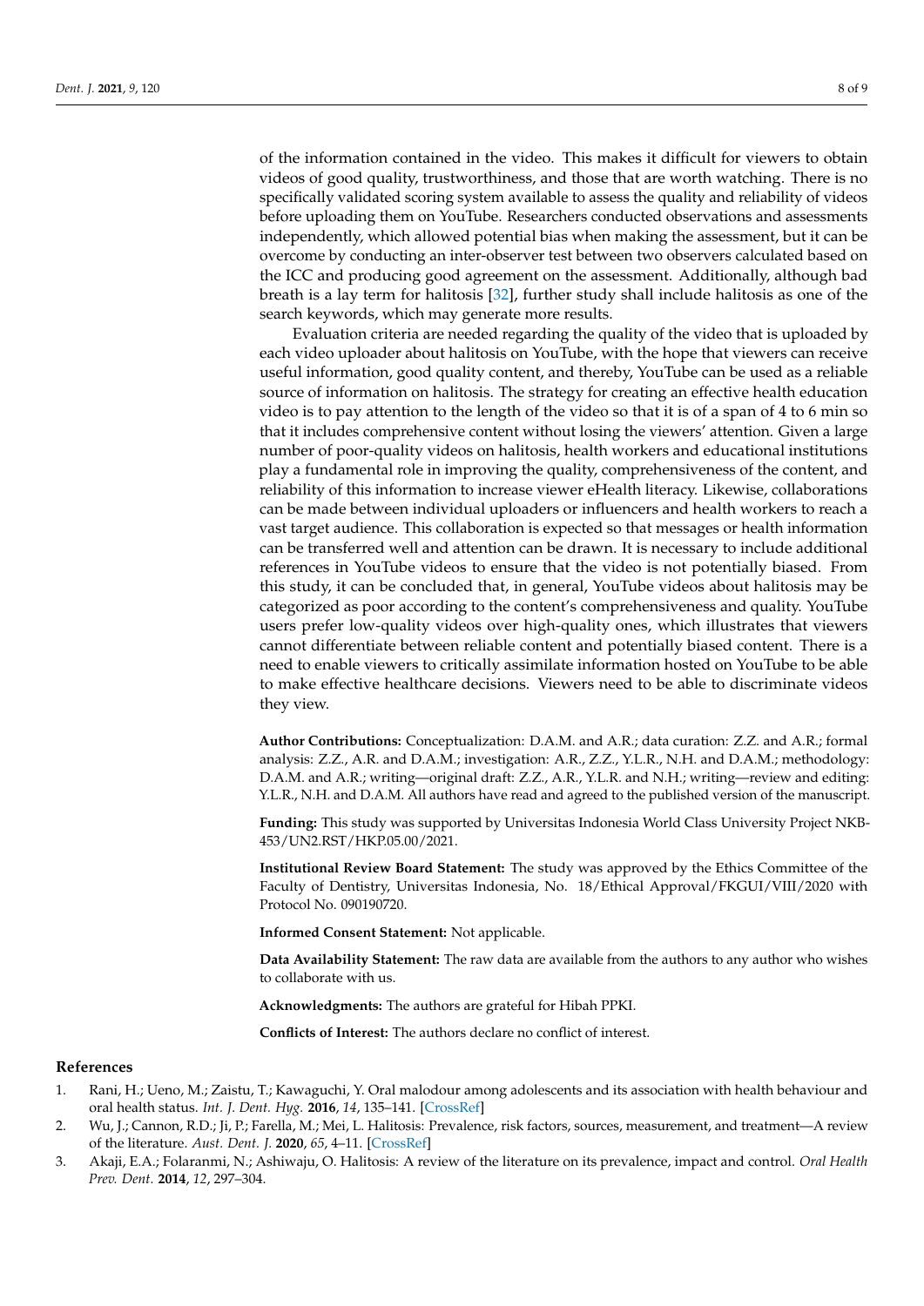of the information contained in the video. This makes it difficult for viewers to obtain videos of good quality, trustworthiness, and those that are worth watching. There is no specifically validated scoring system available to assess the quality and reliability of videos before uploading them on YouTube. Researchers conducted observations and assessments independently, which allowed potential bias when making the assessment, but it can be overcome by conducting an inter-observer test between two observers calculated based on the ICC and producing good agreement on the assessment. Additionally, although bad breath is a lay term for halitosis [32], further study shall include halitosis as one of the search keywords, which may generate more results.

Evaluation criteria are needed regarding the quality of the video that is uploaded by each video uploader about halitosis on YouTube, with the hope that viewers can receive useful information, good quality content, and thereby, YouTube can be used as a reliable source of information on halitosis. The strategy for creating an effective health education video is to pay attention to the length of the video so that it is of a span of 4 to 6 min so that it includes comprehensive content without losing the viewers' attention. Given a large number of poor-quality videos on halitosis, health workers and educational institutions play a fundamental role in improving the quality, comprehensiveness of the content, and reliability of this information to increase viewer eHealth literacy. Likewise, collaborations can be made between individual uploaders or influencers and health workers to reach a vast target audience. This collaboration is expected so that messages or health information can be transferred well and attention can be drawn. It is necessary to include additional references in YouTube videos to ensure that the video is not potentially biased. From this study, it can be concluded that, in general, YouTube videos about halitosis may be categorized as poor according to the content's comprehensiveness and quality. YouTube users prefer low-quality videos over high-quality ones, which illustrates that viewers cannot differentiate between reliable content and potentially biased content. There is a need to enable viewers to critically assimilate information hosted on YouTube to be able to make effective healthcare decisions. Viewers need to be able to discriminate videos they view.

**Author Contributions:** Conceptualization: D.A.M. and A.R.; data curation: Z.Z. and A.R.; formal analysis: Z.Z., A.R. and D.A.M.; investigation: A.R., Z.Z., Y.L.R., N.H. and D.A.M.; methodology: D.A.M. and A.R.; writing—original draft: Z.Z., A.R., Y.L.R. and N.H.; writing—review and editing: Y.L.R., N.H. and D.A.M. All authors have read and agreed to the published version of the manuscript.

**Funding:** This study was supported by Universitas Indonesia World Class University Project NKB-453/UN2.RST/HKP.05.00/2021.

**Institutional Review Board Statement:** The study was approved by the Ethics Committee of the Faculty of Dentistry, Universitas Indonesia, No. 18/Ethical Approval/FKGUI/VIII/2020 with Protocol No. 090190720.

**Informed Consent Statement:** Not applicable.

**Data Availability Statement:** The raw data are available from the authors to any author who wishes to collaborate with us.

**Acknowledgments:** The authors are grateful for Hibah PPKI.

**Conflicts of Interest:** The authors declare no conflict of interest.

## References

1. Rani, H.; Ueno, M.; Zaistu, T.; Kawaguchi, Y. Oral malodour among adolescents and its association with health behaviour and oral health status. *Int. J. Dent. Hyg.* **2016**, *14*, 135–141. [CrossRef]
2. Wu, J.; Cannon, R.D.; Ji, P.; Farella, M.; Mei, L. Halitosis: Prevalence, risk factors, sources, measurement, and treatment—A review of the literature. *Aust. Dent. J.* **2020**, *65*, 4–11. [CrossRef]
3. Akaji, E.A.; Folaranmi, N.; Ashiwaju, O. Halitosis: A review of the literature on its prevalence, impact and control. *Oral Health Prev. Dent.* **2014**, *12*, 297–304.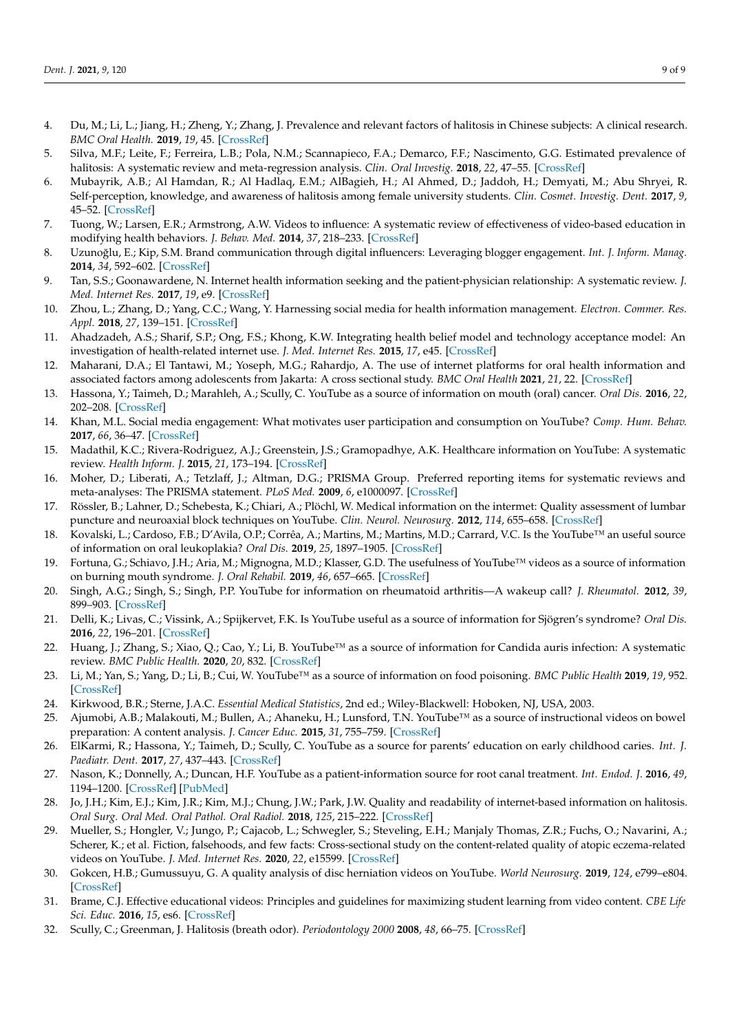4. Du, M.; Li, L.; Jiang, H.; Zheng, Y.; Zhang, J. Prevalence and relevant factors of halitosis in Chinese subjects: A clinical research. *BMC Oral Health.* **2019**, *19*, 45. [CrossRef]
5. Silva, M.F.; Leite, F.; Ferreira, L.B.; Pola, N.M.; Scannapieco, F.A.; Demarco, F.F.; Nascimento, G.G. Estimated prevalence of halitosis: A systematic review and meta-regression analysis. *Clin. Oral Investig.* **2018**, *22*, 47–55. [CrossRef]
6. Mubayrik, A.B.; Al Hamdan, R.; Al Hadlaq, E.M.; AlBagieh, H.; Al Ahmed, D.; Jaddoh, H.; Demyati, M.; Abu Shryei, R. Self-perception, knowledge, and awareness of halitosis among female university students. *Clin. Cosmet. Investig. Dent.* **2017**, *9*, 45–52. [CrossRef]
7. Tuong, W.; Larsen, E.R.; Armstrong, A.W. Videos to influence: A systematic review of effectiveness of video-based education in modifying health behaviors. *J. Behav. Med.* **2014**, *37*, 218–233. [CrossRef]
8. Uzunoğlu, E.; Kip, S.M. Brand communication through digital influencers: Leveraging blogger engagement. *Int. J. Inform. Manag.* **2014**, *34*, 592–602. [CrossRef]
9. Tan, S.S.; Goonawardene, N. Internet health information seeking and the patient-physician relationship: A systematic review. *J. Med. Internet Res.* **2017**, *19*, e9. [CrossRef]
10. Zhou, L.; Zhang, D.; Yang, C.C.; Wang, Y. Harnessing social media for health information management. *Electron. Commer. Res. Appl.* **2018**, *27*, 139–151. [CrossRef]
11. Ahadzadeh, A.S.; Sharif, S.P.; Ong, F.S.; Khong, K.W. Integrating health belief model and technology acceptance model: An investigation of health-related internet use. *J. Med. Internet Res.* **2015**, *17*, e45. [CrossRef]
12. Maharani, D.A.; El Tantawi, M.; Yoseph, M.G.; Rahardjo, A. The use of internet platforms for oral health information and associated factors among adolescents from Jakarta: A cross sectional study. *BMC Oral Health* **2021**, *21*, 22. [CrossRef]
13. Hassona, Y.; Taimeh, D.; Marahleh, A.; Scully, C. YouTube as a source of information on mouth (oral) cancer. *Oral Dis.* **2016**, *22*, 202–208. [CrossRef]
14. Khan, M.L. Social media engagement: What motivates user participation and consumption on YouTube? *Comp. Hum. Behav.* **2017**, *66*, 36–47. [CrossRef]
15. Madathil, K.C.; Rivera-Rodriguez, A.J.; Greenstein, J.S.; Gramopadhye, A.K. Healthcare information on YouTube: A systematic review. *Health Inform. J.* **2015**, *21*, 173–194. [CrossRef]
16. Moher, D.; Liberati, A.; Tetzlaff, J.; Altman, D.G.; PRISMA Group. Preferred reporting items for systematic reviews and meta-analyses: The PRISMA statement. *PLoS Med.* **2009**, *6*, e1000097. [CrossRef]
17. Rössler, B.; Lahner, D.; Schebesta, K.; Chiari, A.; Plöchl, W. Medical information on the internet: Quality assessment of lumbar puncture and neuroaxial block techniques on YouTube. *Clin. Neurol. Neurosurg.* **2012**, *114*, 655–658. [CrossRef]
18. Kovalski, L.; Cardoso, F.B.; D'Avila, O.P.; Corrêa, A.; Martins, M.; Martins, M.D.; Carrard, V.C. Is the YouTube™ an useful source of information on oral leukoplakia? *Oral Dis.* **2019**, *25*, 1897–1905. [CrossRef]
19. Fortuna, G.; Schiavo, J.H.; Aria, M.; Mignogna, M.D.; Klasser, G.D. The usefulness of YouTube™ videos as a source of information on burning mouth syndrome. *J. Oral Rehabil.* **2019**, *46*, 657–665. [CrossRef]
20. Singh, A.G.; Singh, S.; Singh, P.P. YouTube for information on rheumatoid arthritis—A wakeup call? *J. Rheumatol.* **2012**, *39*, 899–903. [CrossRef]
21. Delli, K.; Livas, C.; Vissink, A.; Spijkervet, F.K. Is YouTube useful as a source of information for Sjögren's syndrome? *Oral Dis.* **2016**, *22*, 196–201. [CrossRef]
22. Huang, J.; Zhang, S.; Xiao, Q.; Cao, Y.; Li, B. YouTube™ as a source of information for Candida auris infection: A systematic review. *BMC Public Health.* **2020**, *20*, 832. [CrossRef]
23. Li, M.; Yan, S.; Yang, D.; Li, B.; Cui, W. YouTube™ as a source of information on food poisoning. *BMC Public Health* **2019**, *19*, 952. [CrossRef]
24. Kirkwood, B.R.; Sterne, J.A.C. *Essential Medical Statistics*, 2nd ed.; Wiley-Blackwell: Hoboken, NJ, USA, 2003.
25. Ajumobi, A.B.; Malakouti, M.; Bullen, A.; Ahaneku, H.; Lunsford, T.N. YouTube™ as a source of instructional videos on bowel preparation: A content analysis. *J. Cancer Educ.* **2015**, *31*, 755–759. [CrossRef]
26. ElKarmi, R.; Hassona, Y.; Taimeh, D.; Scully, C. YouTube as a source for parents' education on early childhood caries. *Int. J. Paediatr. Dent.* **2017**, *27*, 437–443. [CrossRef]
27. Nason, K.; Donnelly, A.; Duncan, H.F. YouTube as a patient-information source for root canal treatment. *Int. Endod. J.* **2016**, *49*, 1194–1200. [CrossRef] [PubMed]
28. Jo, J.H.; Kim, E.J.; Kim, J.R.; Kim, M.J.; Chung, J.W.; Park, J.W. Quality and readability of internet-based information on halitosis. *Oral Surg. Oral Med. Oral Pathol. Oral Radiol.* **2018**, *125*, 215–222. [CrossRef]
29. Mueller, S.; Hongler, V.; Jungo, P.; Cajacob, L.; Schwegler, S.; Steveling, E.H.; Manjaly Thomas, Z.R.; Fuchs, O.; Navarini, A.; Scherer, K.; et al. Fiction, falsehoods, and few facts: Cross-sectional study on the content-related quality of atopic eczema-related videos on YouTube. *J. Med. Internet Res.* **2020**, *22*, e15599. [CrossRef]
30. Gokcen, H.B.; Gumussuyu, G. A quality analysis of disc herniation videos on YouTube. *World Neurosurg.* **2019**, *124*, e799–e804. [CrossRef]
31. Brame, C.J. Effective educational videos: Principles and guidelines for maximizing student learning from video content. *CBE Life Sci. Educ.* **2016**, *15*, es6. [CrossRef]
32. Scully, C.; Greenman, J. Halitosis (breath odor). *Periodontology 2000* **2008**, *48*, 66–75. [CrossRef]